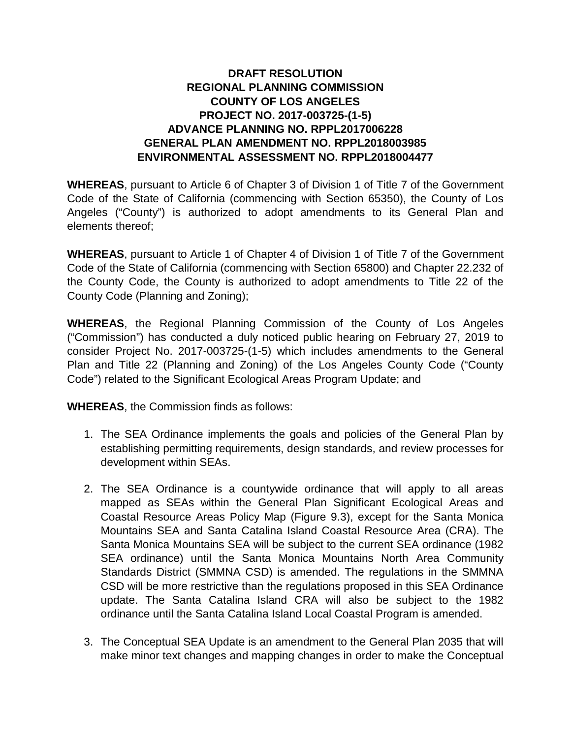# DRAFT RESOLUTION
# REGIONAL PLANNING COMMISSION
# COUNTY OF LOS ANGELES
# PROJECT NO. 2017-003725-(1-5)
# ADVANCE PLANNING NO. RPPL2017006228
# GENERAL PLAN AMENDMENT NO. RPPL2018003985
# ENVIRONMENTAL ASSESSMENT NO. RPPL2018004477

**WHEREAS**, pursuant to Article 6 of Chapter 3 of Division 1 of Title 7 of the Government Code of the State of California (commencing with Section 65350), the County of Los Angeles ("County") is authorized to adopt amendments to its General Plan and elements thereof;

**WHEREAS**, pursuant to Article 1 of Chapter 4 of Division 1 of Title 7 of the Government Code of the State of California (commencing with Section 65800) and Chapter 22.232 of the County Code, the County is authorized to adopt amendments to Title 22 of the County Code (Planning and Zoning);

**WHEREAS**, the Regional Planning Commission of the County of Los Angeles ("Commission") has conducted a duly noticed public hearing on February 27, 2019 to consider Project No. 2017-003725-(1-5) which includes amendments to the General Plan and Title 22 (Planning and Zoning) of the Los Angeles County Code ("County Code") related to the Significant Ecological Areas Program Update; and

**WHEREAS**, the Commission finds as follows:

1. The SEA Ordinance implements the goals and policies of the General Plan by establishing permitting requirements, design standards, and review processes for development within SEAs.

2. The SEA Ordinance is a countywide ordinance that will apply to all areas mapped as SEAs within the General Plan Significant Ecological Areas and Coastal Resource Areas Policy Map (Figure 9.3), except for the Santa Monica Mountains SEA and Santa Catalina Island Coastal Resource Area (CRA). The Santa Monica Mountains SEA will be subject to the current SEA ordinance (1982 SEA ordinance) until the Santa Monica Mountains North Area Community Standards District (SMMNA CSD) is amended. The regulations in the SMMNA CSD will be more restrictive than the regulations proposed in this SEA Ordinance update. The Santa Catalina Island CRA will also be subject to the 1982 ordinance until the Santa Catalina Island Local Coastal Program is amended.

3. The Conceptual SEA Update is an amendment to the General Plan 2035 that will make minor text changes and mapping changes in order to make the Conceptual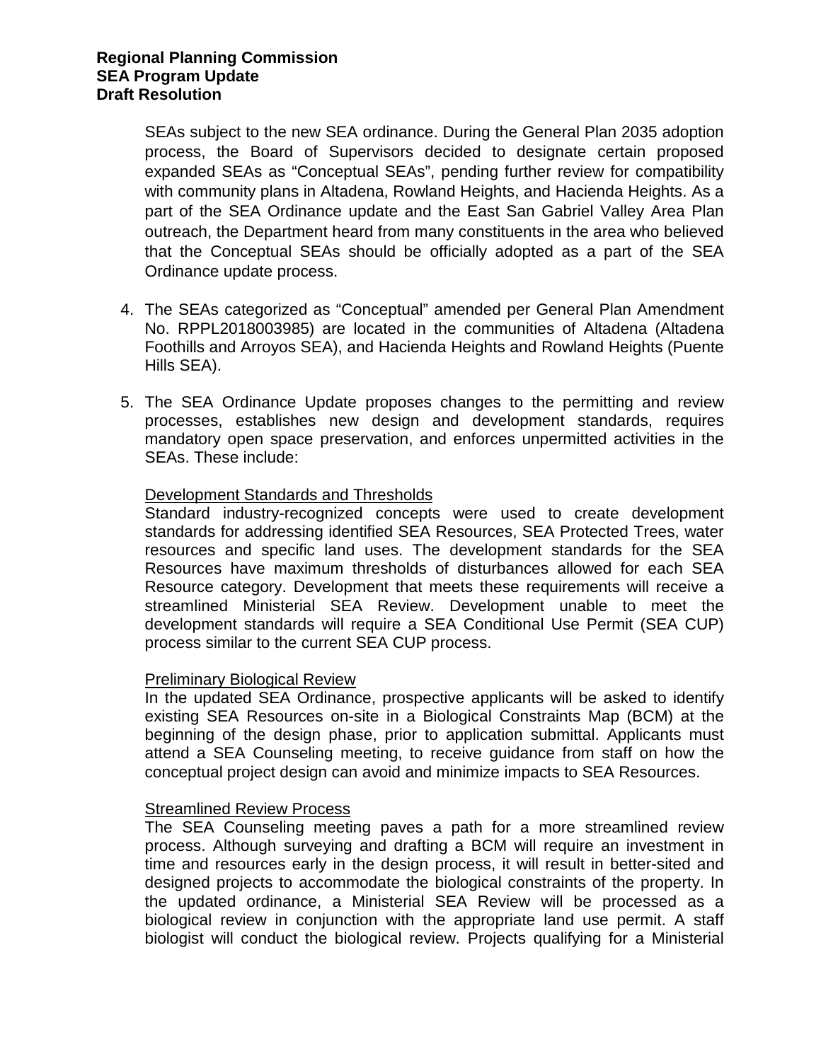SEAs subject to the new SEA ordinance. During the General Plan 2035 adoption process, the Board of Supervisors decided to designate certain proposed expanded SEAs as "Conceptual SEAs", pending further review for compatibility with community plans in Altadena, Rowland Heights, and Hacienda Heights. As a part of the SEA Ordinance update and the East San Gabriel Valley Area Plan outreach, the Department heard from many constituents in the area who believed that the Conceptual SEAs should be officially adopted as a part of the SEA Ordinance update process.

4. The SEAs categorized as "Conceptual" amended per General Plan Amendment No. RPPL2018003985) are located in the communities of Altadena (Altadena Foothills and Arroyos SEA), and Hacienda Heights and Rowland Heights (Puente Hills SEA).

5. The SEA Ordinance Update proposes changes to the permitting and review processes, establishes new design and development standards, requires mandatory open space preservation, and enforces unpermitted activities in the SEAs. These include:

   <u>Development Standards and Thresholds</u>
   Standard industry-recognized concepts were used to create development standards for addressing identified SEA Resources, SEA Protected Trees, water resources and specific land uses. The development standards for the SEA Resources have maximum thresholds of disturbances allowed for each SEA Resource category. Development that meets these requirements will receive a streamlined Ministerial SEA Review. Development unable to meet the development standards will require a SEA Conditional Use Permit (SEA CUP) process similar to the current SEA CUP process.

   <u>Preliminary Biological Review</u>
   In the updated SEA Ordinance, prospective applicants will be asked to identify existing SEA Resources on-site in a Biological Constraints Map (BCM) at the beginning of the design phase, prior to application submittal. Applicants must attend a SEA Counseling meeting, to receive guidance from staff on how the conceptual project design can avoid and minimize impacts to SEA Resources.

   <u>Streamlined Review Process</u>
   The SEA Counseling meeting paves a path for a more streamlined review process. Although surveying and drafting a BCM will require an investment in time and resources early in the design process, it will result in better-sited and designed projects to accommodate the biological constraints of the property. In the updated ordinance, a Ministerial SEA Review will be processed as a biological review in conjunction with the appropriate land use permit. A staff biologist will conduct the biological review. Projects qualifying for a Ministerial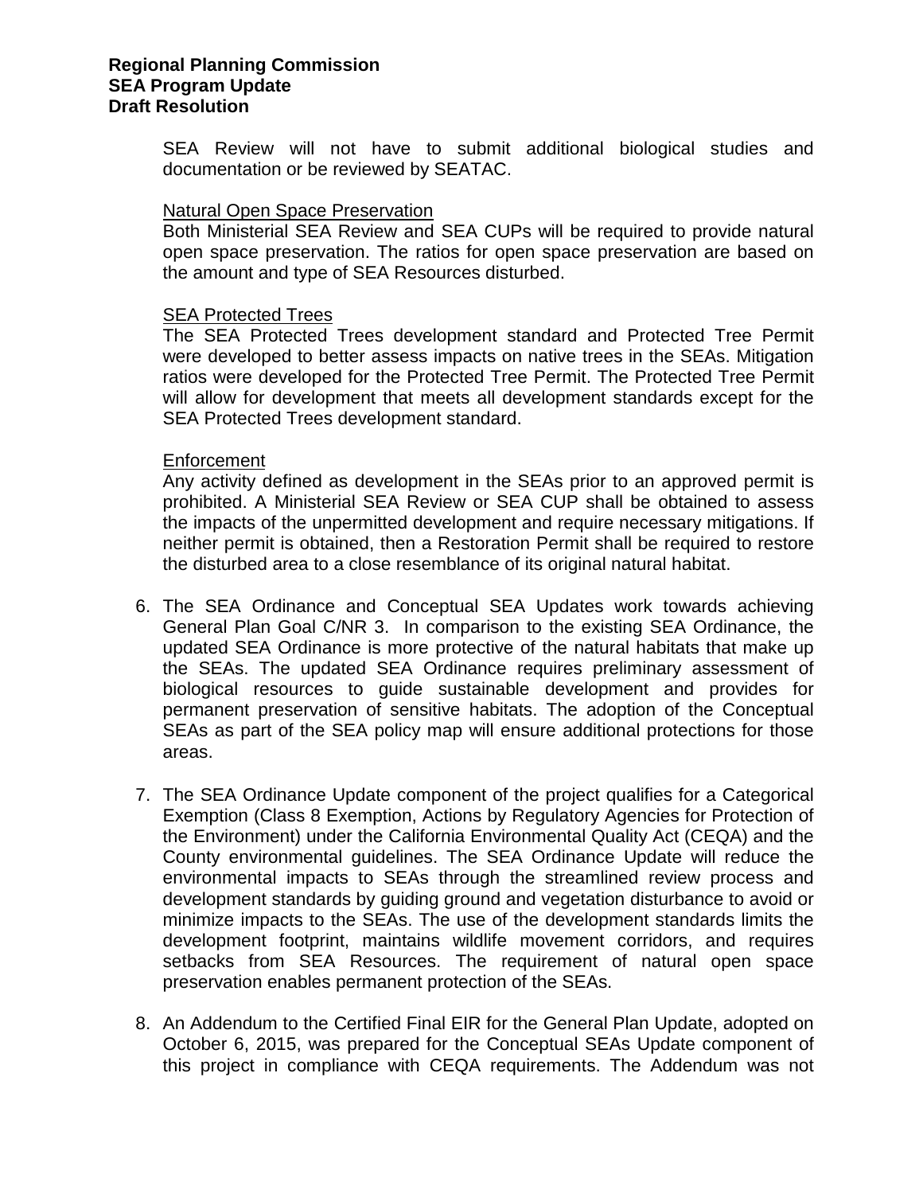SEA Review will not have to submit additional biological studies and documentation or be reviewed by SEATAC.

Natural Open Space Preservation

Both Ministerial SEA Review and SEA CUPs will be required to provide natural open space preservation. The ratios for open space preservation are based on the amount and type of SEA Resources disturbed.

SEA Protected Trees

The SEA Protected Trees development standard and Protected Tree Permit were developed to better assess impacts on native trees in the SEAs. Mitigation ratios were developed for the Protected Tree Permit. The Protected Tree Permit will allow for development that meets all development standards except for the SEA Protected Trees development standard.

Enforcement

Any activity defined as development in the SEAs prior to an approved permit is prohibited. A Ministerial SEA Review or SEA CUP shall be obtained to assess the impacts of the unpermitted development and require necessary mitigations. If neither permit is obtained, then a Restoration Permit shall be required to restore the disturbed area to a close resemblance of its original natural habitat.

6. The SEA Ordinance and Conceptual SEA Updates work towards achieving General Plan Goal C/NR 3. In comparison to the existing SEA Ordinance, the updated SEA Ordinance is more protective of the natural habitats that make up the SEAs. The updated SEA Ordinance requires preliminary assessment of biological resources to guide sustainable development and provides for permanent preservation of sensitive habitats. The adoption of the Conceptual SEAs as part of the SEA policy map will ensure additional protections for those areas.

7. The SEA Ordinance Update component of the project qualifies for a Categorical Exemption (Class 8 Exemption, Actions by Regulatory Agencies for Protection of the Environment) under the California Environmental Quality Act (CEQA) and the County environmental guidelines. The SEA Ordinance Update will reduce the environmental impacts to SEAs through the streamlined review process and development standards by guiding ground and vegetation disturbance to avoid or minimize impacts to the SEAs. The use of the development standards limits the development footprint, maintains wildlife movement corridors, and requires setbacks from SEA Resources. The requirement of natural open space preservation enables permanent protection of the SEAs.

8. An Addendum to the Certified Final EIR for the General Plan Update, adopted on October 6, 2015, was prepared for the Conceptual SEAs Update component of this project in compliance with CEQA requirements. The Addendum was not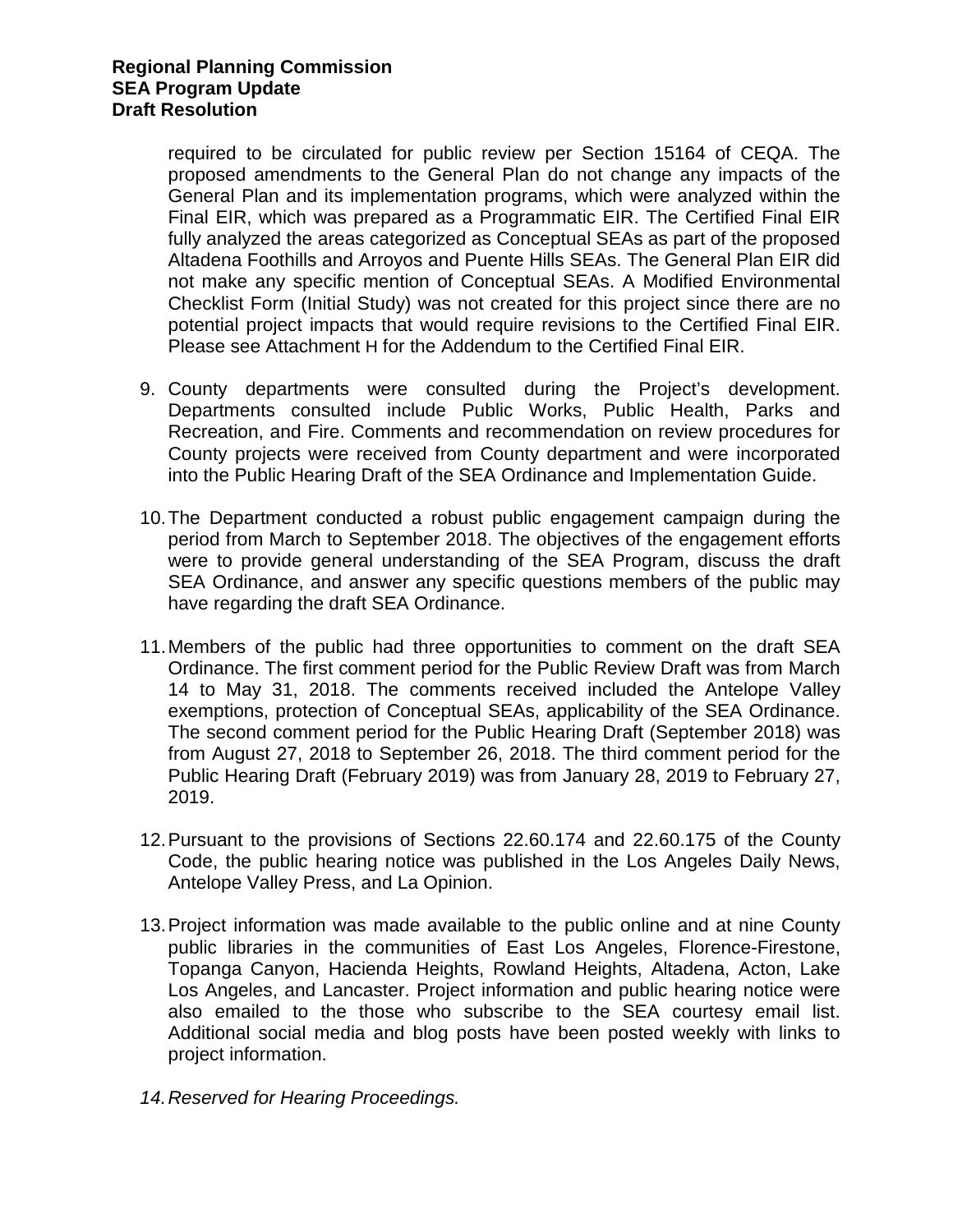required to be circulated for public review per Section 15164 of CEQA. The proposed amendments to the General Plan do not change any impacts of the General Plan and its implementation programs, which were analyzed within the Final EIR, which was prepared as a Programmatic EIR. The Certified Final EIR fully analyzed the areas categorized as Conceptual SEAs as part of the proposed Altadena Foothills and Arroyos and Puente Hills SEAs. The General Plan EIR did not make any specific mention of Conceptual SEAs. A Modified Environmental Checklist Form (Initial Study) was not created for this project since there are no potential project impacts that would require revisions to the Certified Final EIR. Please see Attachment H for the Addendum to the Certified Final EIR.

9. County departments were consulted during the Project's development. Departments consulted include Public Works, Public Health, Parks and Recreation, and Fire. Comments and recommendation on review procedures for County projects were received from County department and were incorporated into the Public Hearing Draft of the SEA Ordinance and Implementation Guide.

10. The Department conducted a robust public engagement campaign during the period from March to September 2018. The objectives of the engagement efforts were to provide general understanding of the SEA Program, discuss the draft SEA Ordinance, and answer any specific questions members of the public may have regarding the draft SEA Ordinance.

11. Members of the public had three opportunities to comment on the draft SEA Ordinance. The first comment period for the Public Review Draft was from March 14 to May 31, 2018. The comments received included the Antelope Valley exemptions, protection of Conceptual SEAs, applicability of the SEA Ordinance. The second comment period for the Public Hearing Draft (September 2018) was from August 27, 2018 to September 26, 2018. The third comment period for the Public Hearing Draft (February 2019) was from January 28, 2019 to February 27, 2019.

12. Pursuant to the provisions of Sections 22.60.174 and 22.60.175 of the County Code, the public hearing notice was published in the Los Angeles Daily News, Antelope Valley Press, and La Opinion.

13. Project information was made available to the public online and at nine County public libraries in the communities of East Los Angeles, Florence-Firestone, Topanga Canyon, Hacienda Heights, Rowland Heights, Altadena, Acton, Lake Los Angeles, and Lancaster. Project information and public hearing notice were also emailed to the those who subscribe to the SEA courtesy email list. Additional social media and blog posts have been posted weekly with links to project information.

14. *Reserved for Hearing Proceedings.*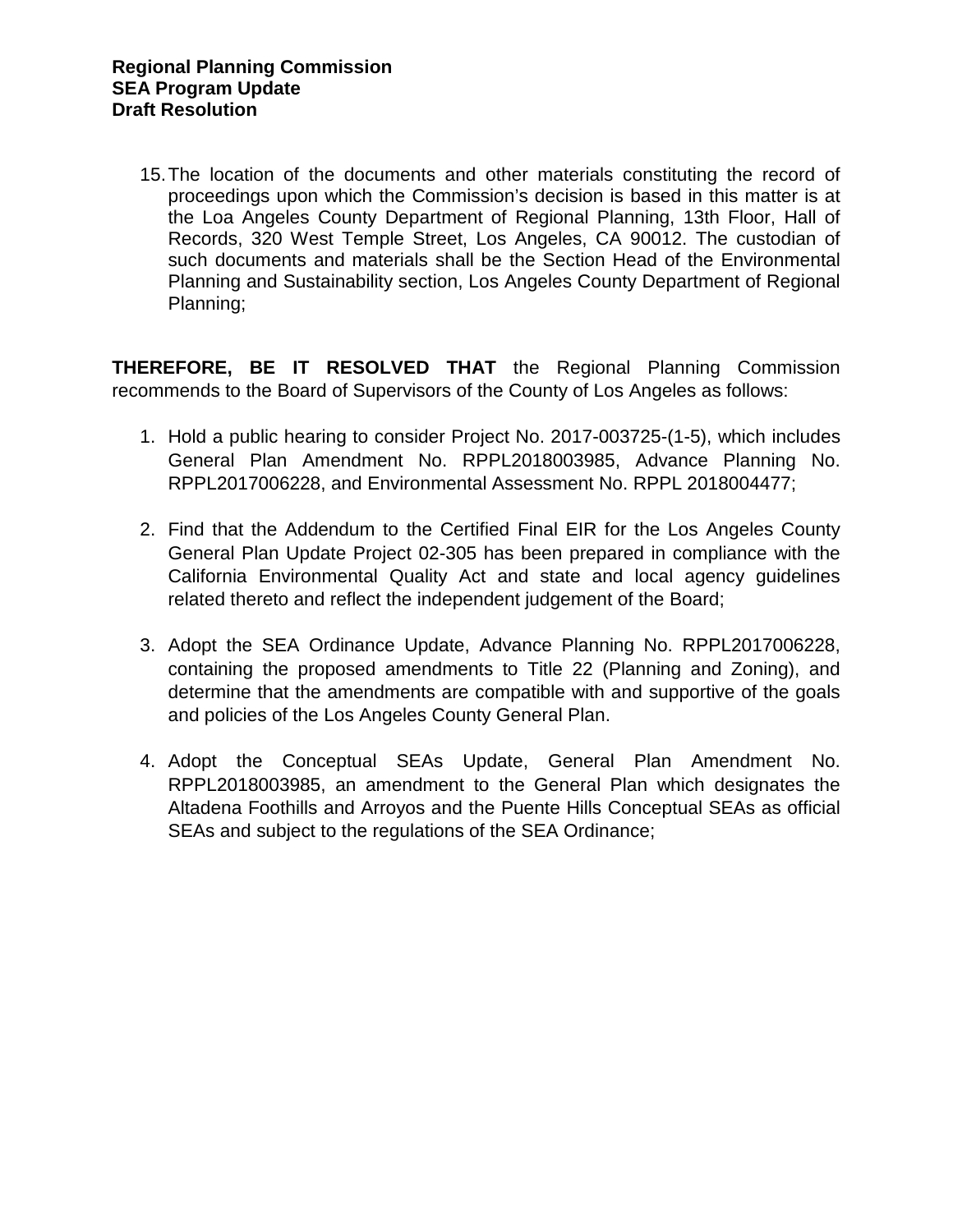15. The location of the documents and other materials constituting the record of proceedings upon which the Commission's decision is based in this matter is at the Loa Angeles County Department of Regional Planning, 13th Floor, Hall of Records, 320 West Temple Street, Los Angeles, CA 90012. The custodian of such documents and materials shall be the Section Head of the Environmental Planning and Sustainability section, Los Angeles County Department of Regional Planning;

**THEREFORE, BE IT RESOLVED THAT** the Regional Planning Commission recommends to the Board of Supervisors of the County of Los Angeles as follows:

1. Hold a public hearing to consider Project No. 2017-003725-(1-5), which includes General Plan Amendment No. RPPL2018003985, Advance Planning No. RPPL2017006228, and Environmental Assessment No. RPPL 2018004477;

2. Find that the Addendum to the Certified Final EIR for the Los Angeles County General Plan Update Project 02-305 has been prepared in compliance with the California Environmental Quality Act and state and local agency guidelines related thereto and reflect the independent judgement of the Board;

3. Adopt the SEA Ordinance Update, Advance Planning No. RPPL2017006228, containing the proposed amendments to Title 22 (Planning and Zoning), and determine that the amendments are compatible with and supportive of the goals and policies of the Los Angeles County General Plan.

4. Adopt the Conceptual SEAs Update, General Plan Amendment No. RPPL2018003985, an amendment to the General Plan which designates the Altadena Foothills and Arroyos and the Puente Hills Conceptual SEAs as official SEAs and subject to the regulations of the SEA Ordinance;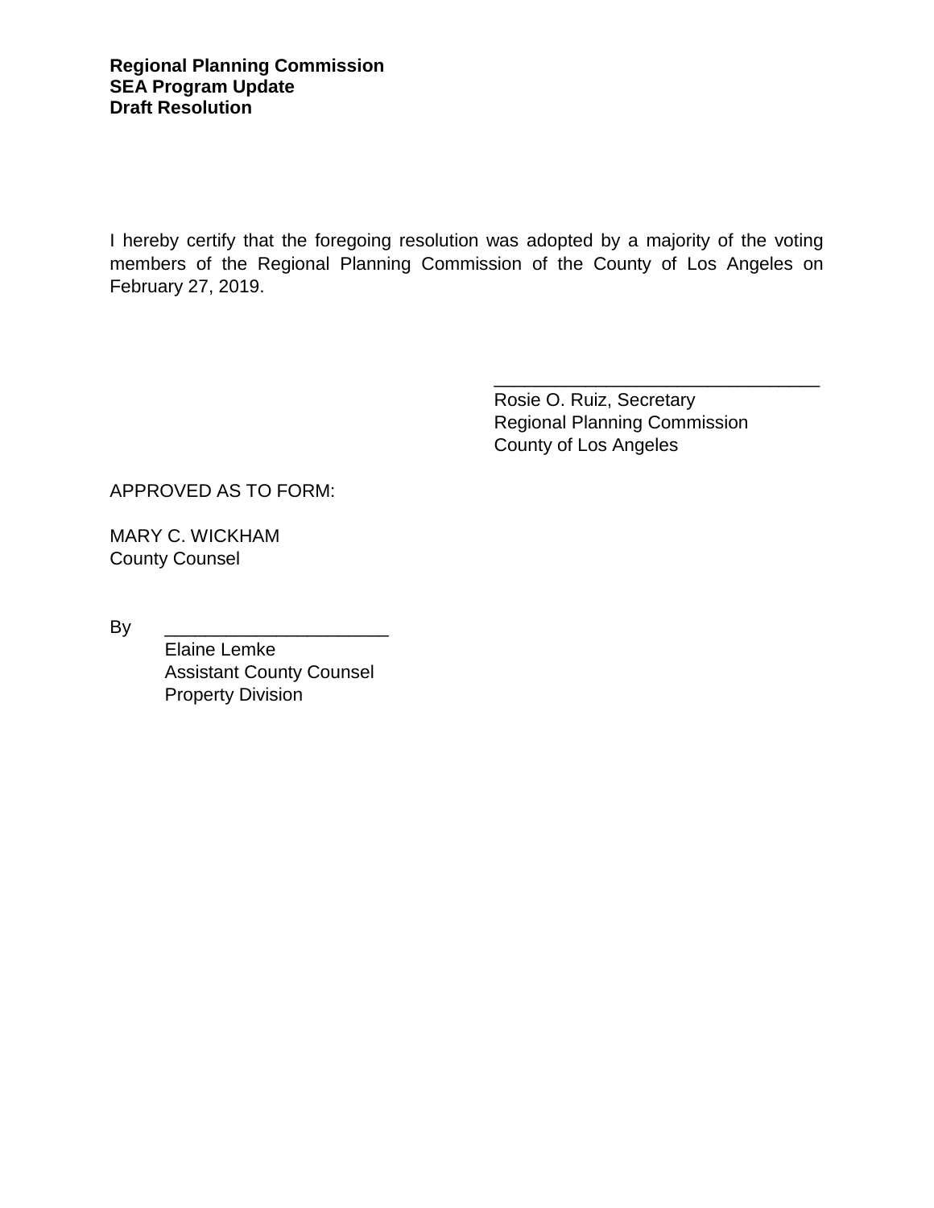I hereby certify that the foregoing resolution was adopted by a majority of the voting members of the Regional Planning Commission of the County of Los Angeles on February 27, 2019.

\_\_\_\_\_\_\_\_\_\_\_\_\_\_\_\_\_\_\_\_\_\_\_\_\_\_\_\_\_\_\_\_
Rosie O. Ruiz, Secretary
Regional Planning Commission
County of Los Angeles

APPROVED AS TO FORM:

MARY C. WICKHAM
County Counsel

By \_\_\_\_\_\_\_\_\_\_\_\_\_\_\_\_\_\_\_\_\_\_
Elaine Lemke
Assistant County Counsel
Property Division